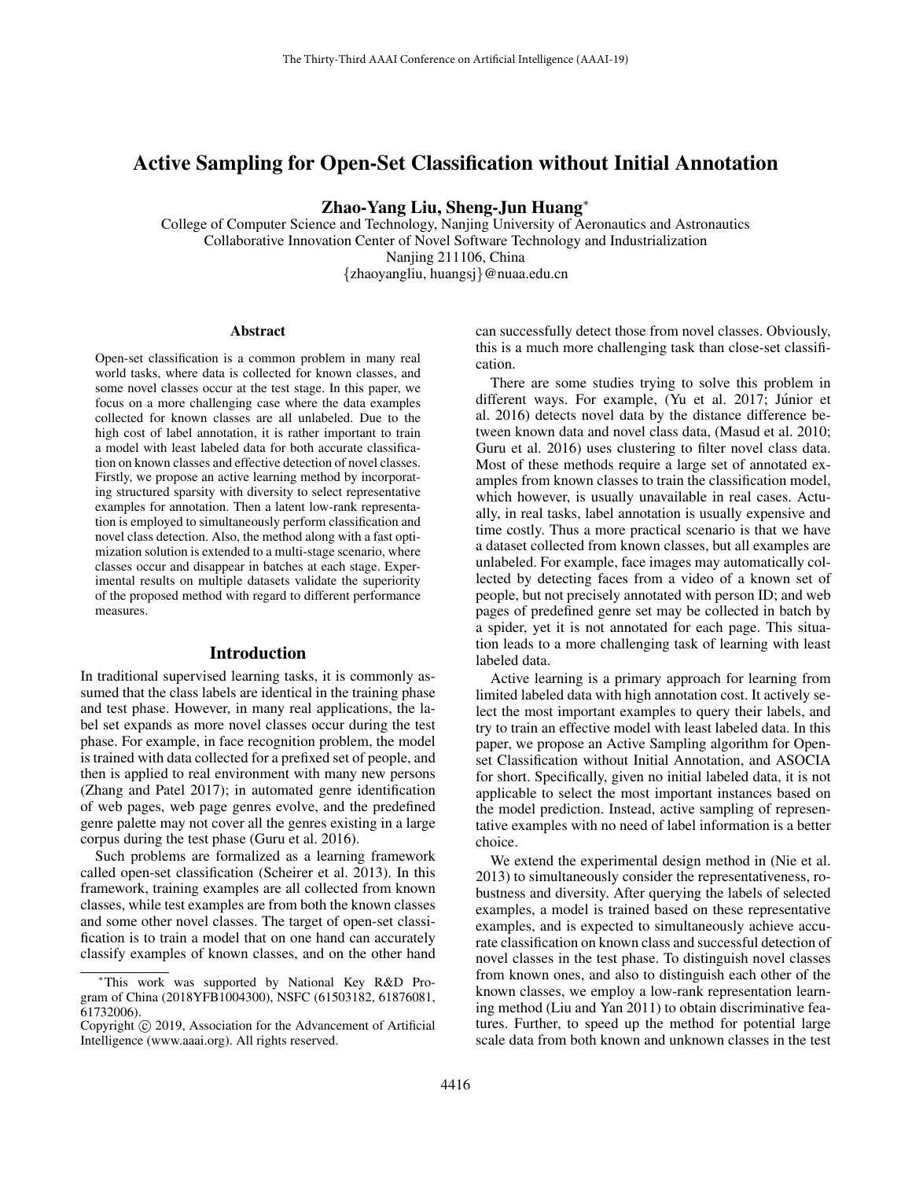# Active Sampling for Open-Set Classification without Initial Annotation

**Zhao-Yang Liu, Sheng-Jun Huang***

College of Computer Science and Technology, Nanjing University of Aeronautics and Astronautics
Collaborative Innovation Center of Novel Software Technology and Industrialization
Nanjing 211106, China
{zhaoyangliu, huangsj}@nuaa.edu.cn

## Abstract

Open-set classification is a common problem in many real world tasks, where data is collected for known classes, and some novel classes occur at the test stage. In this paper, we focus on a more challenging case where the data examples collected for known classes are all unlabeled. Due to the high cost of label annotation, it is rather important to train a model with least labeled data for both accurate classification on known classes and effective detection of novel classes. Firstly, we propose an active learning method by incorporating structured sparsity with diversity to select representative examples for annotation. Then a latent low-rank representation is employed to simultaneously perform classification and novel class detection. Also, the method along with a fast optimization solution is extended to a multi-stage scenario, where classes occur and disappear in batches at each stage. Experimental results on multiple datasets validate the superiority of the proposed method with regard to different performance measures.

## Introduction

In traditional supervised learning tasks, it is commonly assumed that the class labels are identical in the training phase and test phase. However, in many real applications, the label set expands as more novel classes occur during the test phase. For example, in face recognition problem, the model is trained with data collected for a prefixed set of people, and then is applied to real environment with many new persons (Zhang and Patel 2017); in automated genre identification of web pages, web page genres evolve, and the predefined genre palette may not cover all the genres existing in a large corpus during the test phase (Guru et al. 2016).

Such problems are formalized as a learning framework called open-set classification (Scheirer et al. 2013). In this framework, training examples are all collected from known classes, while test examples are from both the known classes and some other novel classes. The target of open-set classification is to train a model that on one hand can accurately classify examples of known classes, and on the other hand can successfully detect those from novel classes. Obviously, this is a much more challenging task than close-set classification.

There are some studies trying to solve this problem in different ways. For example, (Yu et al. 2017; Júnior et al. 2016) detects novel data by the distance difference between known data and novel class data, (Masud et al. 2010; Guru et al. 2016) uses clustering to filter novel class data. Most of these methods require a large set of annotated examples from known classes to train the classification model, which however, is usually unavailable in real cases. Actually, in real tasks, label annotation is usually expensive and time costly. Thus a more practical scenario is that we have a dataset collected from known classes, but all examples are unlabeled. For example, face images may automatically collected by detecting faces from a video of a known set of people, but not precisely annotated with person ID; and web pages of predefined genre set may be collected in batch by a spider, yet it is not annotated for each page. This situation leads to a more challenging task of learning with least labeled data.

Active learning is a primary approach for learning from limited labeled data with high annotation cost. It actively select the most important examples to query their labels, and try to train an effective model with least labeled data. In this paper, we propose an Active Sampling algorithm for Open-set Classification without Initial Annotation, and ASOCIA for short. Specifically, given no initial labeled data, it is not applicable to select the most important instances based on the model prediction. Instead, active sampling of representative examples with no need of label information is a better choice.

We extend the experimental design method in (Nie et al. 2013) to simultaneously consider the representativeness, robustness and diversity. After querying the labels of selected examples, a model is trained based on these representative examples, and is expected to simultaneously achieve accurate classification on known class and successful detection of novel classes in the test phase. To distinguish novel classes from known ones, and also to distinguish each other of the known classes, we employ a low-rank representation learning method (Liu and Yan 2011) to obtain discriminative features. Further, to speed up the method for potential large scale data from both known and unknown classes in the test

*This work was supported by National Key R&D Program of China (2018YFB1004300), NSFC (61503182, 61876081, 61732006).

Copyright © 2019, Association for the Advancement of Artificial Intelligence (www.aaai.org). All rights reserved.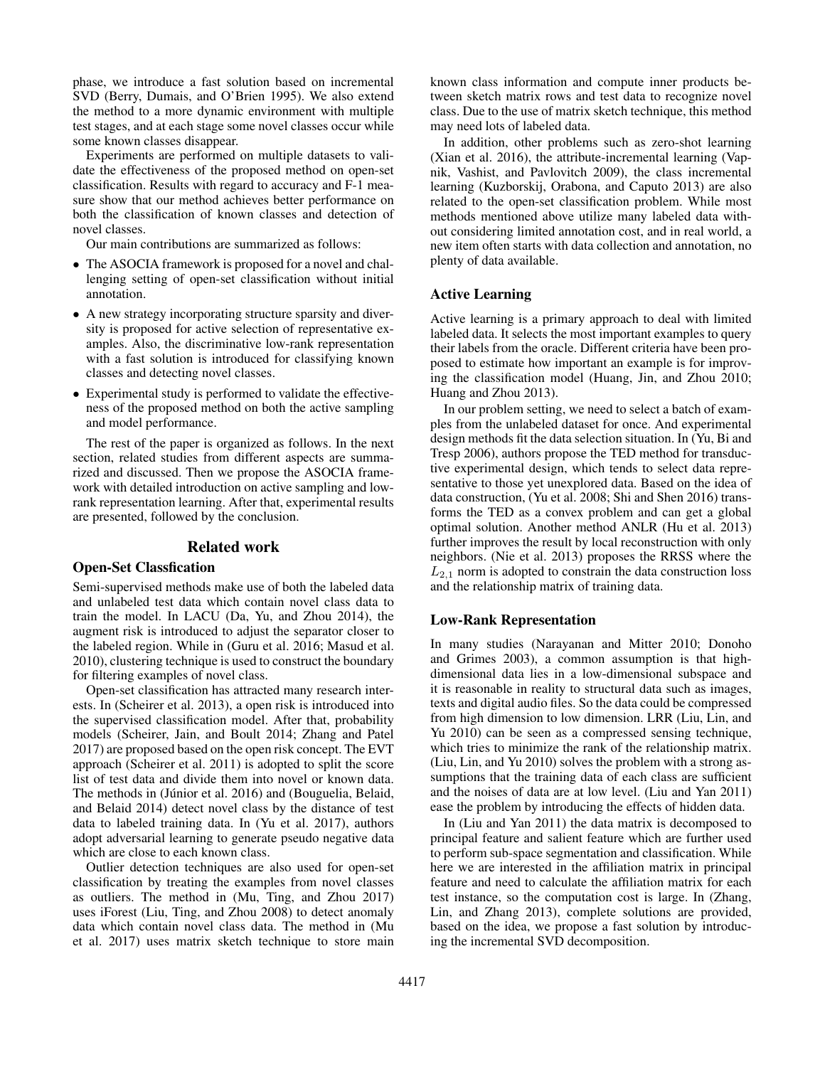phase, we introduce a fast solution based on incremental SVD (Berry, Dumais, and O'Brien 1995). We also extend the method to a more dynamic environment with multiple test stages, and at each stage some novel classes occur while some known classes disappear.

Experiments are performed on multiple datasets to validate the effectiveness of the proposed method on open-set classification. Results with regard to accuracy and F-1 measure show that our method achieves better performance on both the classification of known classes and detection of novel classes.

Our main contributions are summarized as follows:

- The ASOCIA framework is proposed for a novel and challenging setting of open-set classification without initial annotation.
- A new strategy incorporating structure sparsity and diversity is proposed for active selection of representative examples. Also, the discriminative low-rank representation with a fast solution is introduced for classifying known classes and detecting novel classes.
- Experimental study is performed to validate the effectiveness of the proposed method on both the active sampling and model performance.

The rest of the paper is organized as follows. In the next section, related studies from different aspects are summarized and discussed. Then we propose the ASOCIA framework with detailed introduction on active sampling and low-rank representation learning. After that, experimental results are presented, followed by the conclusion.

## Related work

### Open-Set Classfication

Semi-supervised methods make use of both the labeled data and unlabeled test data which contain novel class data to train the model. In LACU (Da, Yu, and Zhou 2014), the augment risk is introduced to adjust the separator closer to the labeled region. While in (Guru et al. 2016; Masud et al. 2010), clustering technique is used to construct the boundary for filtering examples of novel class.

Open-set classification has attracted many research interests. In (Scheirer et al. 2013), a open risk is introduced into the supervised classification model. After that, probability models (Scheirer, Jain, and Boult 2014; Zhang and Patel 2017) are proposed based on the open risk concept. The EVT approach (Scheirer et al. 2011) is adopted to split the score list of test data and divide them into novel or known data. The methods in (Júnior et al. 2016) and (Bouguelia, Belaid, and Belaid 2014) detect novel class by the distance of test data to labeled training data. In (Yu et al. 2017), authors adopt adversarial learning to generate pseudo negative data which are close to each known class.

Outlier detection techniques are also used for open-set classification by treating the examples from novel classes as outliers. The method in (Mu, Ting, and Zhou 2017) uses iForest (Liu, Ting, and Zhou 2008) to detect anomaly data which contain novel class data. The method in (Mu et al. 2017) uses matrix sketch technique to store main known class information and compute inner products between sketch matrix rows and test data to recognize novel class. Due to the use of matrix sketch technique, this method may need lots of labeled data.

In addition, other problems such as zero-shot learning (Xian et al. 2016), the attribute-incremental learning (Vapnik, Vashist, and Pavlovitch 2009), the class incremental learning (Kuzborskij, Orabona, and Caputo 2013) are also related to the open-set classification problem. While most methods mentioned above utilize many labeled data without considering limited annotation cost, and in real world, a new item often starts with data collection and annotation, no plenty of data available.

### Active Learning

Active learning is a primary approach to deal with limited labeled data. It selects the most important examples to query their labels from the oracle. Different criteria have been proposed to estimate how important an example is for improving the classification model (Huang, Jin, and Zhou 2010; Huang and Zhou 2013).

In our problem setting, we need to select a batch of examples from the unlabeled dataset for once. And experimental design methods fit the data selection situation. In (Yu, Bi and Tresp 2006), authors propose the TED method for transductive experimental design, which tends to select data representative to those yet unexplored data. Based on the idea of data construction, (Yu et al. 2008; Shi and Shen 2016) transforms the TED as a convex problem and can get a global optimal solution. Another method ANLR (Hu et al. 2013) further improves the result by local reconstruction with only neighbors. (Nie et al. 2013) proposes the RRSS where the $L_{2,1}$ norm is adopted to constrain the data construction loss and the relationship matrix of training data.

### Low-Rank Representation

In many studies (Narayanan and Mitter 2010; Donoho and Grimes 2003), a common assumption is that high-dimensional data lies in a low-dimensional subspace and it is reasonable in reality to structural data such as images, texts and digital audio files. So the data could be compressed from high dimension to low dimension. LRR (Liu, Lin, and Yu 2010) can be seen as a compressed sensing technique, which tries to minimize the rank of the relationship matrix. (Liu, Lin, and Yu 2010) solves the problem with a strong assumptions that the training data of each class are sufficient and the noises of data are at low level. (Liu and Yan 2011) ease the problem by introducing the effects of hidden data.

In (Liu and Yan 2011) the data matrix is decomposed to principal feature and salient feature which are further used to perform sub-space segmentation and classification. While here we are interested in the affiliation matrix in principal feature and need to calculate the affiliation matrix for each test instance, so the computation cost is large. In (Zhang, Lin, and Zhang 2013), complete solutions are provided, based on the idea, we propose a fast solution by introducing the incremental SVD decomposition.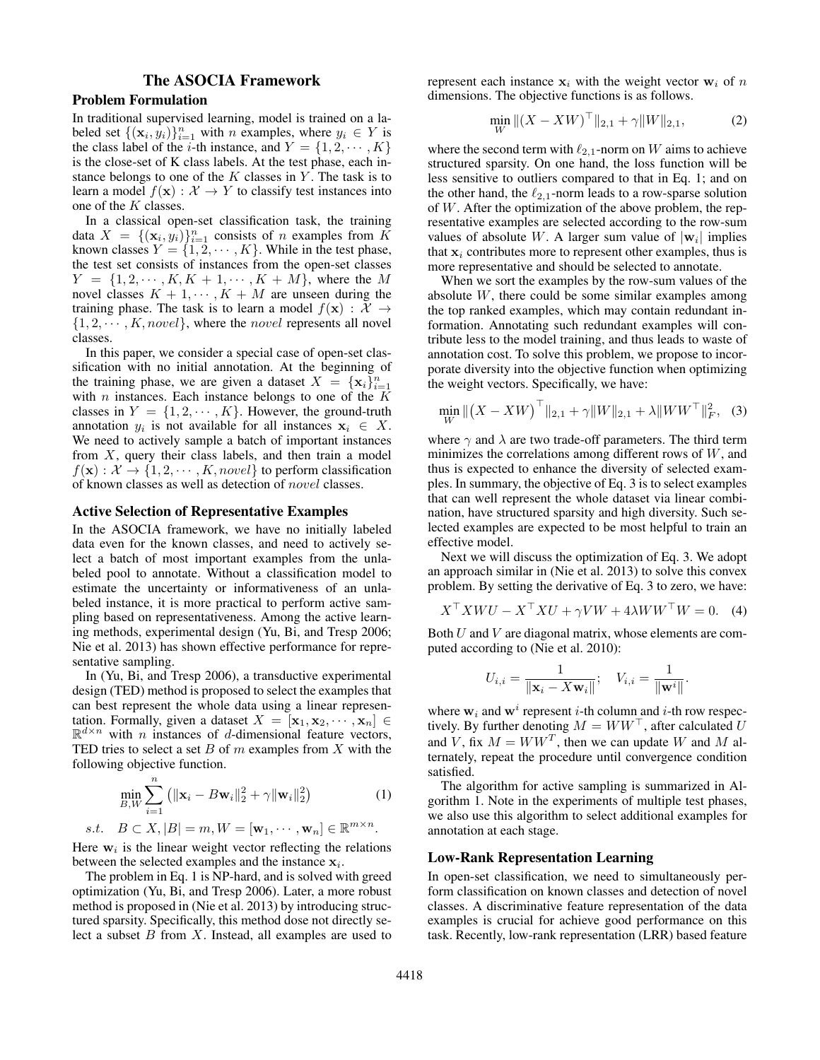# The ASOCIA Framework

## Problem Formulation

In traditional supervised learning, model is trained on a labeled set $\{(\mathbf{x}_i, y_i)\}_{i=1}^n$ with $n$ examples, where $y_i \in Y$ is the class label of the $i$-th instance, and $Y = \{1, 2, \cdots, K\}$ is the close-set of K class labels. At the test phase, each instance belongs to one of the $K$ classes in $Y$. The task is to learn a model $f(\mathbf{x}) : \mathcal{X} \to Y$ to classify test instances into one of the $K$ classes.

In a classical open-set classification task, the training data $X = \{(\mathbf{x}_i, y_i)\}_{i=1}^n$ consists of $n$ examples from $K$ known classes $Y = \{1, 2, \cdots, K\}$. While in the test phase, the test set consists of instances from the open-set classes $Y = \{1, 2, \cdots, K, K+1, \cdots, K+M\}$, where the $M$ novel classes $K+1, \cdots, K+M$ are unseen during the training phase. The task is to learn a model $f(\mathbf{x}) : \mathcal{X} \to \{1, 2, \cdots, K, novel\}$, where the $novel$ represents all novel classes.

In this paper, we consider a special case of open-set classification with no initial annotation. At the beginning of the training phase, we are given a dataset $X = \{\mathbf{x}_i\}_{i=1}^n$ with $n$ instances. Each instance belongs to one of the $K$ classes in $Y = \{1, 2, \cdots, K\}$. However, the ground-truth annotation $y_i$ is not available for all instances $\mathbf{x}_i \in X$. We need to actively sample a batch of important instances from $X$, query their class labels, and then train a model $f(\mathbf{x}) : \mathcal{X} \to \{1, 2, \cdots, K, novel\}$ to perform classification of known classes as well as detection of $novel$ classes.

## Active Selection of Representative Examples

In the ASOCIA framework, we have no initially labeled data even for the known classes, and need to actively select a batch of most important examples from the unlabeled pool to annotate. Without a classification model to estimate the uncertainty or informativeness of an unlabeled instance, it is more practical to perform active sampling based on representativeness. Among the active learning methods, experimental design (Yu, Bi, and Tresp 2006; Nie et al. 2013) has shown effective performance for representative sampling.

In (Yu, Bi, and Tresp 2006), a transductive experimental design (TED) method is proposed to select the examples that can best represent the whole data using a linear representation. Formally, given a dataset $X = [\mathbf{x}_1, \mathbf{x}_2, \cdots, \mathbf{x}_n] \in \mathbb{R}^{d \times n}$ with $n$ instances of $d$-dimensional feature vectors, TED tries to select a set $B$ of $m$ examples from $X$ with the following objective function.

$$\min_{B,W} \sum_{i=1}^{n} \left( \|\mathbf{x}_i - B\mathbf{w}_i\|_2^2 + \gamma \|\mathbf{w}_i\|_2^2 \right) \quad (1)$$

$$s.t. \quad B \subset X, |B| = m, W = [\mathbf{w}_1, \cdots, \mathbf{w}_n] \in \mathbb{R}^{m \times n}.$$

Here $\mathbf{w}_i$ is the linear weight vector reflecting the relations between the selected examples and the instance $\mathbf{x}_i$.

The problem in Eq. 1 is NP-hard, and is solved with greed optimization (Yu, Bi, and Tresp 2006). Later, a more robust method is proposed in (Nie et al. 2013) by introducing structured sparsity. Specifically, this method dose not directly select a subset $B$ from $X$. Instead, all examples are used to represent each instance $\mathbf{x}_i$ with the weight vector $\mathbf{w}_i$ of $n$ dimensions. The objective functions is as follows.

$$\min_{W} \|(X - XW)^\top\|_{2,1} + \gamma \|W\|_{2,1}, \quad (2)$$

where the second term with $\ell_{2,1}$-norm on $W$ aims to achieve structured sparsity. On one hand, the loss function will be less sensitive to outliers compared to that in Eq. 1; and on the other hand, the $\ell_{2,1}$-norm leads to a row-sparse solution of $W$. After the optimization of the above problem, the representative examples are selected according to the row-sum values of absolute $W$. A larger sum value of $|\mathbf{w}_i|$ implies that $\mathbf{x}_i$ contributes more to represent other examples, thus is more representative and should be selected to annotate.

When we sort the examples by the row-sum values of the absolute $W$, there could be some similar examples among the top ranked examples, which may contain redundant information. Annotating such redundant examples will contribute less to the model training, and thus leads to waste of annotation cost. To solve this problem, we propose to incorporate diversity into the objective function when optimizing the weight vectors. Specifically, we have:

$$\min_{W} \|\left(X - XW\right)^\top\|_{2,1} + \gamma \|W\|_{2,1} + \lambda \|WW^\top\|_F^2, \quad (3)$$

where $\gamma$ and $\lambda$ are two trade-off parameters. The third term minimizes the correlations among different rows of $W$, and thus is expected to enhance the diversity of selected examples. In summary, the objective of Eq. 3 is to select examples that can well represent the whole dataset via linear combination, have structured sparsity and high diversity. Such selected examples are expected to be most helpful to train an effective model.

Next we will discuss the optimization of Eq. 3. We adopt an approach similar in (Nie et al. 2013) to solve this convex problem. By setting the derivative of Eq. 3 to zero, we have:

$$X^\top XWU - X^\top XU + \gamma VW + 4\lambda WW^\top W = 0. \quad (4)$$

Both $U$ and $V$ are diagonal matrix, whose elements are computed according to (Nie et al. 2010):

$$U_{i,i} = \frac{1}{\|\mathbf{x}_i - X\mathbf{w}_i\|}; \quad V_{i,i} = \frac{1}{\|\mathbf{w}^i\|}.$$

where $\mathbf{w}_i$ and $\mathbf{w}^i$ represent $i$-th column and $i$-th row respectively. By further denoting $M = WW^\top$, after calculated $U$ and $V$, fix $M = WW^T$, then we can update $W$ and $M$ alternately, repeat the procedure until convergence condition satisfied.

The algorithm for active sampling is summarized in Algorithm 1. Note in the experiments of multiple test phases, we also use this algorithm to select additional examples for annotation at each stage.

## Low-Rank Representation Learning

In open-set classification, we need to simultaneously perform classification on known classes and detection of novel classes. A discriminative feature representation of the data examples is crucial for achieve good performance on this task. Recently, low-rank representation (LRR) based feature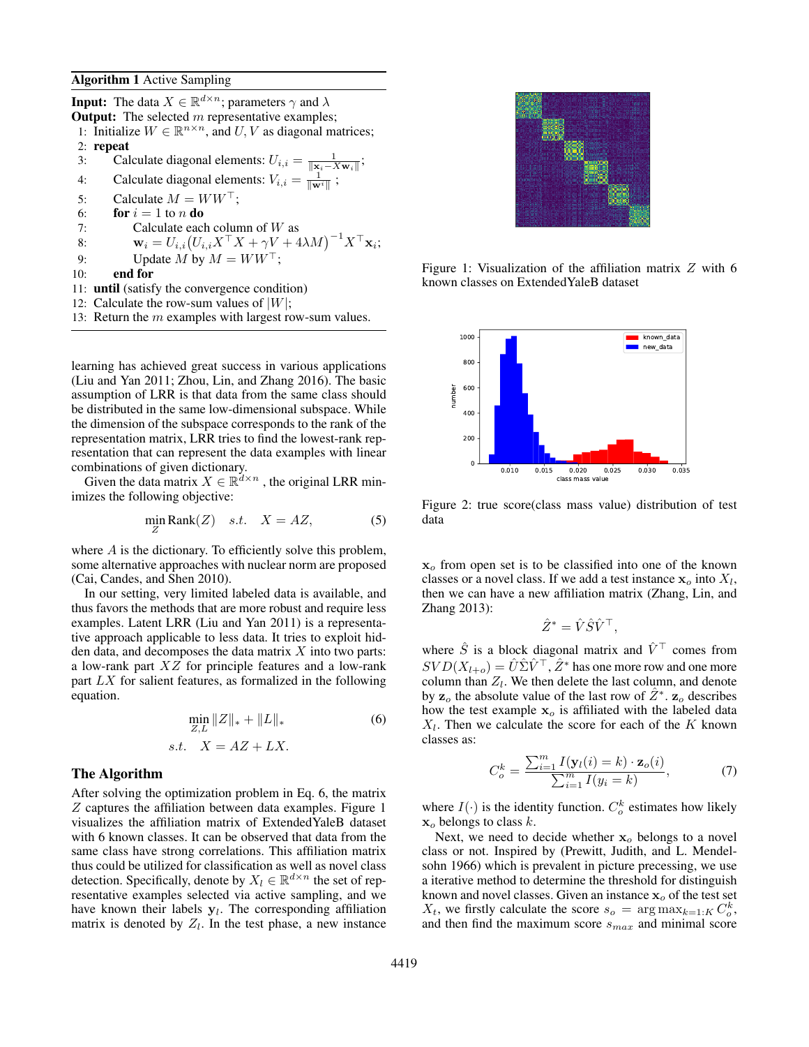**Algorithm 1** Active Sampling

**Input:** The data $X \in \mathbb{R}^{d\times n}$; parameters $\gamma$ and $\lambda$

**Output:** The selected $m$ representative examples;

1: Initialize $W \in \mathbb{R}^{n\times n}$, and $U, V$ as diagonal matrices;
2: **repeat**
3: Calculate diagonal elements: $U_{i,i} = \frac{1}{\|\mathbf{x}_i - X\mathbf{w}_i\|}$;
4: Calculate diagonal elements: $V_{i,i} = \frac{1}{\|\mathbf{w}^i\|}$ ;
5: Calculate $M = WW^\top$;
6: **for** $i = 1$ to $n$ **do**
7: Calculate each column of $W$ as
8: $\mathbf{w}_i = U_{i,i}\big(U_{i,i}X^\top X + \gamma V + 4\lambda M\big)^{-1}X^\top \mathbf{x}_i$;
9: Update $M$ by $M = WW^\top$;
10: **end for**
11: **until** (satisfy the convergence condition)
12: Calculate the row-sum values of $|W|$;
13: Return the $m$ examples with largest row-sum values.

learning has achieved great success in various applications (Liu and Yan 2011; Zhou, Lin, and Zhang 2016). The basic assumption of LRR is that data from the same class should be distributed in the same low-dimensional subspace. While the dimension of the subspace corresponds to the rank of the representation matrix, LRR tries to find the lowest-rank representation that can represent the data examples with linear combinations of given dictionary.

Given the data matrix $X \in \mathbb{R}^{d\times n}$ , the original LRR minimizes the following objective:

$$\min_{Z} \text{Rank}(Z) \quad s.t. \quad X = AZ, \tag{5}$$

where $A$ is the dictionary. To efficiently solve this problem, some alternative approaches with nuclear norm are proposed (Cai, Candes, and Shen 2010).

In our setting, very limited labeled data is available, and thus favors the methods that are more robust and require less examples. Latent LRR (Liu and Yan 2011) is a representative approach applicable to less data. It tries to exploit hidden data, and decomposes the data matrix $X$ into two parts: a low-rank part $XZ$ for principle features and a low-rank part $LX$ for salient features, as formalized in the following equation.

$$\begin{aligned} \min_{Z,L} \ & \|Z\|_* + \|L\|_* \\ s.t. \quad & X = AZ + LX. \end{aligned} \tag{6}$$

## The Algorithm

After solving the optimization problem in Eq. 6, the matrix $Z$ captures the affiliation between data examples. Figure 1 visualizes the affiliation matrix of ExtendedYaleB dataset with 6 known classes. It can be observed that data from the same class have strong correlations. This affiliation matrix thus could be utilized for classification as well as novel class detection. Specifically, denote by $X_l \in \mathbb{R}^{d\times n}$ the set of representative examples selected via active sampling, and we have known their labels $\mathbf{y}_l$. The corresponding affiliation matrix is denoted by $Z_l$. In the test phase, a new instance $\mathbf{x}_o$ from open set is to be classified into one of the known classes or a novel class. If we add a test instance $\mathbf{x}_o$ into $X_l$, then we can have a new affiliation matrix (Zhang, Lin, and Zhang 2013):

Figure 1: Visualization of the affiliation matrix $Z$ with 6 known classes on ExtendedYaleB dataset

Figure 2: true score(class mass value) distribution of test data

$$\hat{Z}^* = \hat{V}\hat{S}\hat{V}^\top,$$

where $\hat{S}$ is a block diagonal matrix and $\hat{V}^\top$ comes from $SVD(X_{l+o}) = \hat{U}\hat{\Sigma}\hat{V}^\top$, $\hat{Z}^*$ has one more row and one more column than $Z_l$. We then delete the last column, and denote by $\mathbf{z}_o$ the absolute value of the last row of $\hat{Z}^*$. $\mathbf{z}_o$ describes how the test example $\mathbf{x}_o$ is affiliated with the labeled data $X_l$. Then we calculate the score for each of the $K$ known classes as:

$$C_o^k = \frac{\sum_{i=1}^m I(\mathbf{y}_l(i) = k)\cdot \mathbf{z}_o(i)}{\sum_{i=1}^m I(y_i = k)}, \tag{7}$$

where $I(\cdot)$ is the identity function. $C_o^k$ estimates how likely $\mathbf{x}_o$ belongs to class $k$.

Next, we need to decide whether $\mathbf{x}_o$ belongs to a novel class or not. Inspired by (Prewitt, Judith, and L. Mendelsohn 1966) which is prevalent in picture precessing, we use a iterative method to determine the threshold for distinguish known and novel classes. Given an instance $\mathbf{x}_o$ of the test set $X_t$, we firstly calculate the score $s_o = \arg\max_{k=1:K} C_o^k$, and then find the maximum score $s_{max}$ and minimal score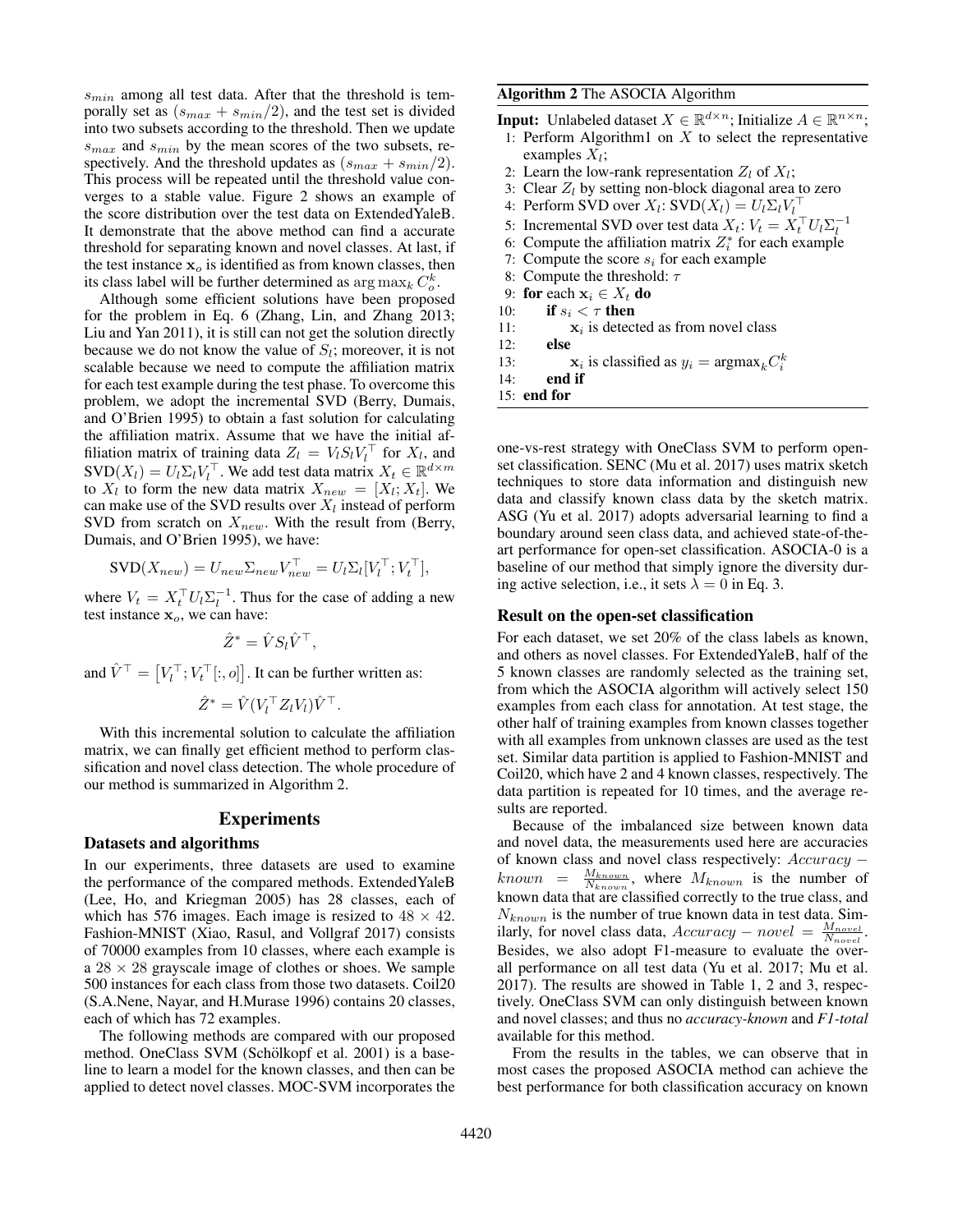$s_{min}$ among all test data. After that the threshold is temporally set as $(s_{max} + s_{min}/2)$, and the test set is divided into two subsets according to the threshold. Then we update $s_{max}$ and $s_{min}$ by the mean scores of the two subsets, respectively. And the threshold updates as $(s_{max} + s_{min}/2)$. This process will be repeated until the threshold value converges to a stable value. Figure 2 shows an example of the score distribution over the test data on ExtendedYaleB. It demonstrate that the above method can find a accurate threshold for separating known and novel classes. At last, if the test instance $\mathbf{x}_o$ is identified as from known classes, then its class label will be further determined as $\arg\max_k C_o^k$.

Although some efficient solutions have been proposed for the problem in Eq. 6 (Zhang, Lin, and Zhang 2013; Liu and Yan 2011), it is still can not get the solution directly because we do not know the value of $S_l$; moreover, it is not scalable because we need to compute the affiliation matrix for each test example during the test phase. To overcome this problem, we adopt the incremental SVD (Berry, Dumais, and O'Brien 1995) to obtain a fast solution for calculating the affiliation matrix. Assume that we have the initial affiliation matrix of training data $Z_l = V_l S_l V_l^\top$ for $X_l$, and $\text{SVD}(X_l) = U_l \Sigma_l V_l^\top$. We add test data matrix $X_t \in \mathbb{R}^{d\times m}$ to $X_l$ to form the new data matrix $X_{new} = [X_l; X_t]$. We can make use of the SVD results over $X_l$ instead of perform SVD from scratch on $X_{new}$. With the result from (Berry, Dumais, and O'Brien 1995), we have:

$$\text{SVD}(X_{new}) = U_{new}\Sigma_{new}V_{new}^\top = U_l \Sigma_l [V_l^\top; V_t^\top],$$

where $V_t = X_t^\top U_l \Sigma_l^{-1}$. Thus for the case of adding a new test instance $\mathbf{x}_o$, we can have:

$$\hat{Z}^* = \hat{V} S_l \hat{V}^\top,$$

and $\hat{V}^\top = \left[V_l^\top; V_t^\top[:, o]\right]$. It can be further written as:

$$\hat{Z}^* = \hat{V}(V_l^\top Z_l V_l)\hat{V}^\top.$$

With this incremental solution to calculate the affiliation matrix, we can finally get efficient method to perform classification and novel class detection. The whole procedure of our method is summarized in Algorithm 2.

**Algorithm 2** The ASOCIA Algorithm

**Input:** Unlabeled dataset $X \in \mathbb{R}^{d\times n}$; Initialize $A \in \mathbb{R}^{n\times n}$;
1: Perform Algorithm1 on $X$ to select the representative examples $X_l$;
2: Learn the low-rank representation $Z_l$ of $X_l$;
3: Clear $Z_l$ by setting non-block diagonal area to zero
4: Perform SVD over $X_l$: $\text{SVD}(X_l) = U_l \Sigma_l V_l^\top$
5: Incremental SVD over test data $X_t$: $V_t = X_t^\top U_l \Sigma_l^{-1}$
6: Compute the affiliation matrix $Z_i^*$ for each example
7: Compute the score $s_i$ for each example
8: Compute the threshold: $\tau$
9: **for** each $\mathbf{x}_i \in X_t$ **do**
10: &nbsp;&nbsp;&nbsp;&nbsp;**if** $s_i < \tau$ **then**
11: &nbsp;&nbsp;&nbsp;&nbsp;&nbsp;&nbsp;&nbsp;&nbsp;$\mathbf{x}_i$ is detected as from novel class
12: &nbsp;&nbsp;&nbsp;&nbsp;**else**
13: &nbsp;&nbsp;&nbsp;&nbsp;&nbsp;&nbsp;&nbsp;&nbsp;$\mathbf{x}_i$ is classified as $y_i = \text{argmax}_k C_i^k$
14: &nbsp;&nbsp;&nbsp;&nbsp;**end if**
15: **end for**

## Experiments

### Datasets and algorithms

In our experiments, three datasets are used to examine the performance of the compared methods. ExtendedYaleB (Lee, Ho, and Kriegman 2005) has 28 classes, each of which has 576 images. Each image is resized to $48 \times 42$. Fashion-MNIST (Xiao, Rasul, and Vollgraf 2017) consists of 70000 examples from 10 classes, where each example is a $28 \times 28$ grayscale image of clothes or shoes. We sample 500 instances for each class from those two datasets. Coil20 (S.A.Nene, Nayar, and H.Murase 1996) contains 20 classes, each of which has 72 examples.

The following methods are compared with our proposed method. OneClass SVM (Schölkopf et al. 2001) is a baseline to learn a model for the known classes, and then can be applied to detect novel classes. MOC-SVM incorporates the one-vs-rest strategy with OneClass SVM to perform open-set classification. SENC (Mu et al. 2017) uses matrix sketch techniques to store data information and distinguish new data and classify known class data by the sketch matrix. ASG (Yu et al. 2017) adopts adversarial learning to find a boundary around seen class data, and achieved state-of-the-art performance for open-set classification. ASOCIA-0 is a baseline of our method that simply ignore the diversity during active selection, i.e., it sets $\lambda = 0$ in Eq. 3.

### Result on the open-set classification

For each dataset, we set 20% of the class labels as known, and others as novel classes. For ExtendedYaleB, half of the 5 known classes are randomly selected as the training set, from which the ASOCIA algorithm will actively select 150 examples from each class for annotation. At test stage, the other half of training examples from known classes together with all examples from unknown classes are used as the test set. Similar data partition is applied to Fashion-MNIST and Coil20, which have 2 and 4 known classes, respectively. The data partition is repeated for 10 times, and the average results are reported.

Because of the imbalanced size between known data and novel data, the measurements used here are accuracies of known class and novel class respectively: $Accuracy - known = \frac{M_{known}}{N_{known}}$, where $M_{known}$ is the number of known data that are classified correctly to the true class, and $N_{known}$ is the number of true known data in test data. Similarly, for novel class data, $Accuracy - novel = \frac{M_{novel}}{N_{novel}}$. Besides, we also adopt F1-measure to evaluate the overall performance on all test data (Yu et al. 2017; Mu et al. 2017). The results are showed in Table 1, 2 and 3, respectively. OneClass SVM can only distinguish between known and novel classes; and thus no *accuracy-known* and *F1-total* available for this method.

From the results in the tables, we can observe that in most cases the proposed ASOCIA method can achieve the best performance for both classification accuracy on known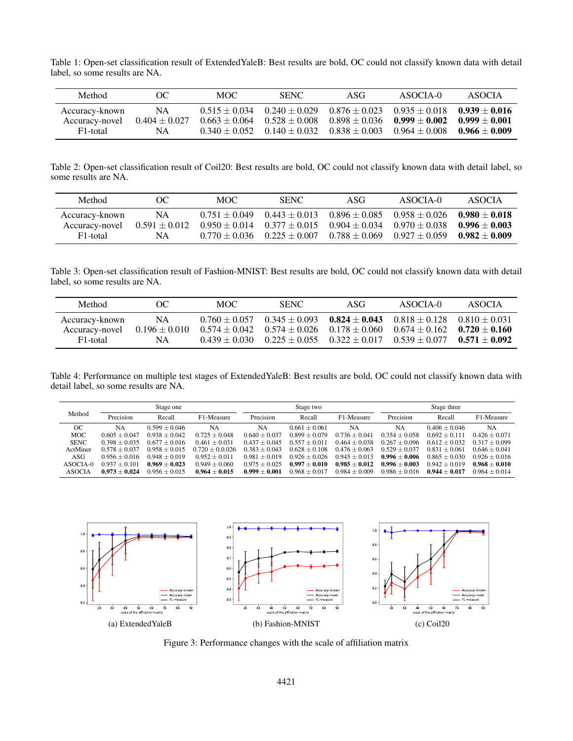Table 1: Open-set classification result of ExtendedYaleB: Best results are bold, OC could not classify known data with detail label, so some results are NA.

| Method | OC | MOC | SENC | ASG | ASOCIA-0 | ASOCIA |
|---|---|---|---|---|---|---|
| Accuracy-known | NA | $0.515 \pm 0.034$ | $0.240 \pm 0.029$ | $0.876 \pm 0.023$ | $0.935 \pm 0.018$ | **$0.939 \pm 0.016$** |
| Accuracy-novel | $0.404 \pm 0.027$ | $0.663 \pm 0.064$ | $0.528 \pm 0.008$ | $0.898 \pm 0.036$ | **$0.999 \pm 0.002$** | **$0.999 \pm 0.001$** |
| F1-total | NA | $0.340 \pm 0.052$ | $0.140 \pm 0.032$ | $0.838 \pm 0.003$ | $0.964 \pm 0.008$ | **$0.966 \pm 0.009$** |

Table 2: Open-set classification result of Coil20: Best results are bold, OC could not classify known data with detail label, so some results are NA.

| Method | OC | MOC | SENC | ASG | ASOCIA-0 | ASOCIA |
|---|---|---|---|---|---|---|
| Accuracy-known | NA | $0.751 \pm 0.049$ | $0.443 \pm 0.013$ | $0.896 \pm 0.085$ | $0.958 \pm 0.026$ | **$0.980 \pm 0.018$** |
| Accuracy-novel | $0.591 \pm 0.012$ | $0.950 \pm 0.014$ | $0.377 \pm 0.015$ | $0.904 \pm 0.034$ | $0.970 \pm 0.038$ | **$0.996 \pm 0.003$** |
| F1-total | NA | $0.770 \pm 0.036$ | $0.225 \pm 0.007$ | $0.788 \pm 0.069$ | $0.927 \pm 0.059$ | **$0.982 \pm 0.009$** |

Table 3: Open-set classification result of Fashion-MNIST: Best results are bold, OC could not classify known data with detail label, so some results are NA.

| Method | OC | MOC | SENC | ASG | ASOCIA-0 | ASOCIA |
|---|---|---|---|---|---|---|
| Accuracy-known | NA | $0.760 \pm 0.057$ | $0.345 \pm 0.093$ | **$0.824 \pm 0.043$** | $0.818 \pm 0.128$ | $0.810 \pm 0.031$ |
| Accuracy-novel | $0.196 \pm 0.010$ | $0.574 \pm 0.042$ | $0.574 \pm 0.026$ | $0.178 \pm 0.060$ | $0.674 \pm 0.162$ | **$0.720 \pm 0.160$** |
| F1-total | NA | $0.439 \pm 0.030$ | $0.225 \pm 0.055$ | $0.322 \pm 0.017$ | $0.539 \pm 0.077$ | **$0.571 \pm 0.092$** |

Table 4: Performance on multiple test stages of ExtendedYaleB: Best results are bold, OC could not classify known data with detail label, so some results are NA.

| Method | Stage one | | | Stage two | | | Stage three | | |
|---|---|---|---|---|---|---|---|---|---|
| | Precision | Recall | F1-Measure | Precision | Recall | F1-Measure | Precision | Recall | F1-Measure |
| OC | NA | $0.599 \pm 0.046$ | NA | NA | $0.661 \pm 0.061$ | NA | NA | $0.406 \pm 0.046$ | NA |
| MOC | $0.605 \pm 0.047$ | $0.938 \pm 0.042$ | $0.725 \pm 0.048$ | $0.640 \pm 0.037$ | $0.899 \pm 0.079$ | $0.736 \pm 0.041$ | $0.354 \pm 0.058$ | $0.692 \pm 0.111$ | $0.426 \pm 0.071$ |
| SENC | $0.398 \pm 0.035$ | $0.677 \pm 0.016$ | $0.461 \pm 0.031$ | $0.437 \pm 0.045$ | $0.557 \pm 0.011$ | $0.464 \pm 0.038$ | $0.267 \pm 0.096$ | $0.612 \pm 0.032$ | $0.317 \pm 0.099$ |
| ActMiner | $0.578 \pm 0.037$ | $0.958 \pm 0.015$ | $0.720 \pm 0.0.026$ | $0.383 \pm 0.043$ | $0.628 \pm 0.108$ | $0.476 \pm 0.063$ | $0.529 \pm 0.037$ | $0.831 \pm 0.061$ | $0.646 \pm 0.041$ |
| ASG | $0.956 \pm 0.016$ | $0.948 \pm 0.019$ | $0.952 \pm 0.011$ | $0.981 \pm 0.019$ | $0.926 \pm 0.026$ | $0.945 \pm 0.013$ | **$0.996 \pm 0.006$** | $0.865 \pm 0.030$ | $0.926 \pm 0.016$ |
| ASOCIA-0 | $0.937 \pm 0.101$ | **$0.969 \pm 0.023$** | $0.949 \pm 0.060$ | $0.975 \pm 0.025$ | **$0.997 \pm 0.010$** | **$0.985 \pm 0.012$** | **$0.996 \pm 0.003$** | $0.942 \pm 0.019$ | **$0.968 \pm 0.010$** |
| ASOCIA | **$0.973 \pm 0.024$** | $0.956 \pm 0.015$ | **$0.964 \pm 0.015$** | **$0.999 \pm 0.001$** | $0.968 \pm 0.017$ | $0.984 \pm 0.009$ | $0.986 \pm 0.016$ | **$0.944 \pm 0.017$** | $0.964 \pm 0.014$ |

(a) ExtendedYaleB  (b) Fashion-MNIST  (c) Coil20

Figure 3: Performance changes with the scale of affiliation matrix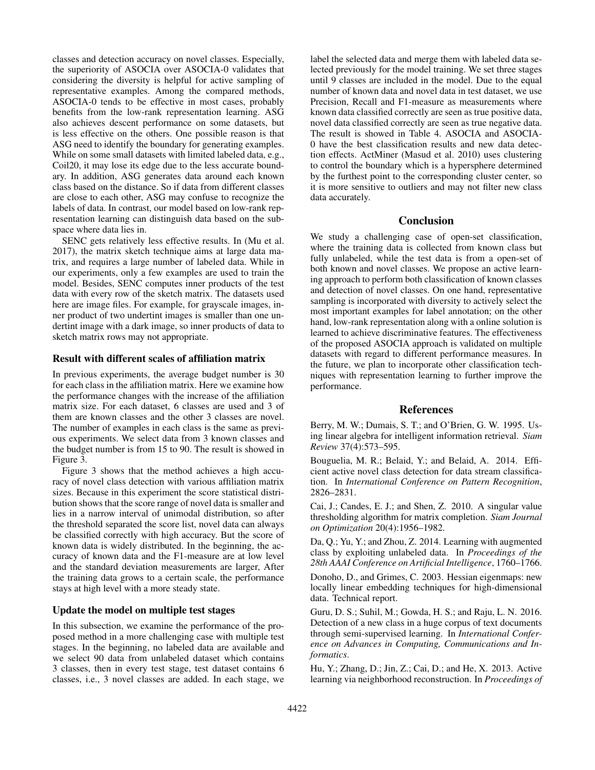classes and detection accuracy on novel classes. Especially, the superiority of ASOCIA over ASOCIA-0 validates that considering the diversity is helpful for active sampling of representative examples. Among the compared methods, ASOCIA-0 tends to be effective in most cases, probably benefits from the low-rank representation learning. ASG also achieves descent performance on some datasets, but is less effective on the others. One possible reason is that ASG need to identify the boundary for generating examples. While on some small datasets with limited labeled data, e.g., Coil20, it may lose its edge due to the less accurate boundary. In addition, ASG generates data around each known class based on the distance. So if data from different classes are close to each other, ASG may confuse to recognize the labels of data. In contrast, our model based on low-rank representation learning can distinguish data based on the subspace where data lies in.

SENC gets relatively less effective results. In (Mu et al. 2017), the matrix sketch technique aims at large data matrix, and requires a large number of labeled data. While in our experiments, only a few examples are used to train the model. Besides, SENC computes inner products of the test data with every row of the sketch matrix. The datasets used here are image files. For example, for grayscale images, inner product of two undertint images is smaller than one undertint image with a dark image, so inner products of data to sketch matrix rows may not appropriate.

### Result with different scales of affiliation matrix

In previous experiments, the average budget number is 30 for each class in the affiliation matrix. Here we examine how the performance changes with the increase of the affiliation matrix size. For each dataset, 6 classes are used and 3 of them are known classes and the other 3 classes are novel. The number of examples in each class is the same as previous experiments. We select data from 3 known classes and the budget number is from 15 to 90. The result is showed in Figure 3.

Figure 3 shows that the method achieves a high accuracy of novel class detection with various affiliation matrix sizes. Because in this experiment the score statistical distribution shows that the score range of novel data is smaller and lies in a narrow interval of unimodal distribution, so after the threshold separated the score list, novel data can always be classified correctly with high accuracy. But the score of known data is widely distributed. In the beginning, the accuracy of known data and the F1-measure are at low level and the standard deviation measurements are larger, After the training data grows to a certain scale, the performance stays at high level with a more steady state.

### Update the model on multiple test stages

In this subsection, we examine the performance of the proposed method in a more challenging case with multiple test stages. In the beginning, no labeled data are available and we select 90 data from unlabeled dataset which contains 3 classes, then in every test stage, test dataset contains 6 classes, i.e., 3 novel classes are added. In each stage, we label the selected data and merge them with labeled data selected previously for the model training. We set three stages until 9 classes are included in the model. Due to the equal number of known data and novel data in test dataset, we use Precision, Recall and F1-measure as measurements where known data classified correctly are seen as true positive data, novel data classified correctly are seen as true negative data. The result is showed in Table 4. ASOCIA and ASOCIA-0 have the best classification results and new data detection effects. ActMiner (Masud et al. 2010) uses clustering to control the boundary which is a hypersphere determined by the furthest point to the corresponding cluster center, so it is more sensitive to outliers and may not filter new class data accurately.

## Conclusion

We study a challenging case of open-set classification, where the training data is collected from known class but fully unlabeled, while the test data is from a open-set of both known and novel classes. We propose an active learning approach to perform both classification of known classes and detection of novel classes. On one hand, representative sampling is incorporated with diversity to actively select the most important examples for label annotation; on the other hand, low-rank representation along with a online solution is learned to achieve discriminative features. The effectiveness of the proposed ASOCIA approach is validated on multiple datasets with regard to different performance measures. In the future, we plan to incorporate other classification techniques with representation learning to further improve the performance.

## References

Berry, M. W.; Dumais, S. T.; and O'Brien, G. W. 1995. Using linear algebra for intelligent information retrieval. *Siam Review* 37(4):573–595.

Bouguelia, M. R.; Belaid, Y.; and Belaid, A. 2014. Efficient active novel class detection for data stream classification. In *International Conference on Pattern Recognition*, 2826–2831.

Cai, J.; Candes, E. J.; and Shen, Z. 2010. A singular value thresholding algorithm for matrix completion. *Siam Journal on Optimization* 20(4):1956–1982.

Da, Q.; Yu, Y.; and Zhou, Z. 2014. Learning with augmented class by exploiting unlabeled data. In *Proceedings of the 28th AAAI Conference on Artificial Intelligence*, 1760–1766.

Donoho, D., and Grimes, C. 2003. Hessian eigenmaps: new locally linear embedding techniques for high-dimensional data. Technical report.

Guru, D. S.; Suhil, M.; Gowda, H. S.; and Raju, L. N. 2016. Detection of a new class in a huge corpus of text documents through semi-supervised learning. In *International Conference on Advances in Computing, Communications and Informatics*.

Hu, Y.; Zhang, D.; Jin, Z.; Cai, D.; and He, X. 2013. Active learning via neighborhood reconstruction. In *Proceedings of*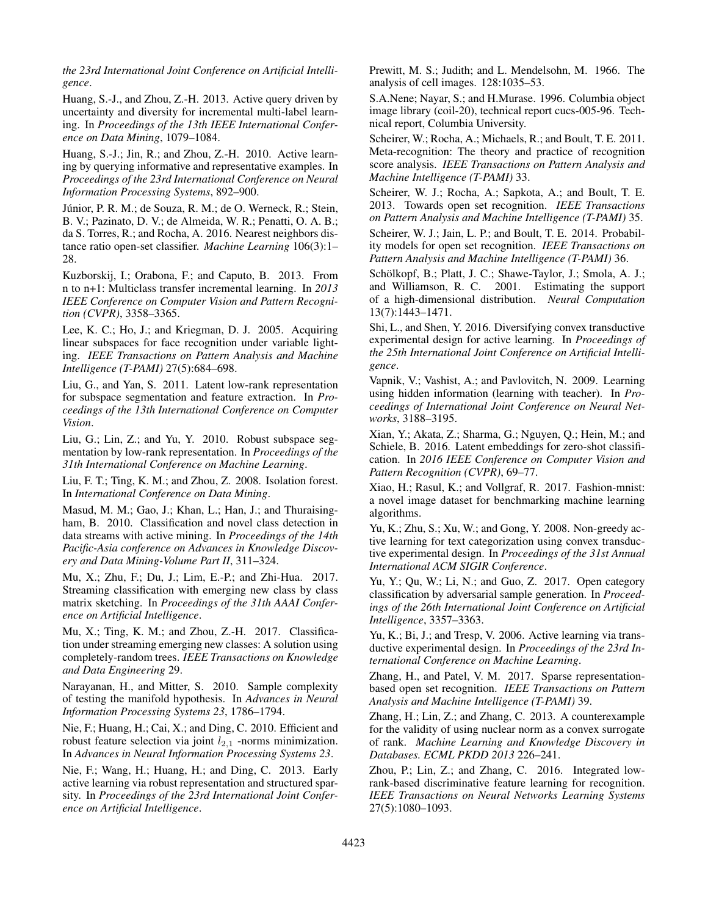*the 23rd International Joint Conference on Artificial Intelligence*.

Huang, S.-J., and Zhou, Z.-H. 2013. Active query driven by uncertainty and diversity for incremental multi-label learning. In *Proceedings of the 13th IEEE International Conference on Data Mining*, 1079–1084.

Huang, S.-J.; Jin, R.; and Zhou, Z.-H. 2010. Active learning by querying informative and representative examples. In *Proceedings of the 23rd International Conference on Neural Information Processing Systems*, 892–900.

Júnior, P. R. M.; de Souza, R. M.; de O. Werneck, R.; Stein, B. V.; Pazinato, D. V.; de Almeida, W. R.; Penatti, O. A. B.; da S. Torres, R.; and Rocha, A. 2016. Nearest neighbors distance ratio open-set classifier. *Machine Learning* 106(3):1–28.

Kuzborskij, I.; Orabona, F.; and Caputo, B. 2013. From n to n+1: Multiclass transfer incremental learning. In *2013 IEEE Conference on Computer Vision and Pattern Recognition (CVPR)*, 3358–3365.

Lee, K. C.; Ho, J.; and Kriegman, D. J. 2005. Acquiring linear subspaces for face recognition under variable lighting. *IEEE Transactions on Pattern Analysis and Machine Intelligence (T-PAMI)* 27(5):684–698.

Liu, G., and Yan, S. 2011. Latent low-rank representation for subspace segmentation and feature extraction. In *Proceedings of the 13th International Conference on Computer Vision*.

Liu, G.; Lin, Z.; and Yu, Y. 2010. Robust subspace segmentation by low-rank representation. In *Proceedings of the 31th International Conference on Machine Learning*.

Liu, F. T.; Ting, K. M.; and Zhou, Z. 2008. Isolation forest. In *International Conference on Data Mining*.

Masud, M. M.; Gao, J.; Khan, L.; Han, J.; and Thuraisingham, B. 2010. Classification and novel class detection in data streams with active mining. In *Proceedings of the 14th Pacific-Asia conference on Advances in Knowledge Discovery and Data Mining-Volume Part II*, 311–324.

Mu, X.; Zhu, F.; Du, J.; Lim, E.-P.; and Zhi-Hua. 2017. Streaming classification with emerging new class by class matrix sketching. In *Proceedings of the 31th AAAI Conference on Artificial Intelligence*.

Mu, X.; Ting, K. M.; and Zhou, Z.-H. 2017. Classification under streaming emerging new classes: A solution using completely-random trees. *IEEE Transactions on Knowledge and Data Engineering* 29.

Narayanan, H., and Mitter, S. 2010. Sample complexity of testing the manifold hypothesis. In *Advances in Neural Information Processing Systems 23*, 1786–1794.

Nie, F.; Huang, H.; Cai, X.; and Ding, C. 2010. Efficient and robust feature selection via joint $l_{2,1}$ -norms minimization. In *Advances in Neural Information Processing Systems 23*.

Nie, F.; Wang, H.; Huang, H.; and Ding, C. 2013. Early active learning via robust representation and structured sparsity. In *Proceedings of the 23rd International Joint Conference on Artificial Intelligence*.

Prewitt, M. S.; Judith; and L. Mendelsohn, M. 1966. The analysis of cell images. 128:1035–53.

S.A.Nene; Nayar, S.; and H.Murase. 1996. Columbia object image library (coil-20), technical report cucs-005-96. Technical report, Columbia University.

Scheirer, W.; Rocha, A.; Michaels, R.; and Boult, T. E. 2011. Meta-recognition: The theory and practice of recognition score analysis. *IEEE Transactions on Pattern Analysis and Machine Intelligence (T-PAMI)* 33.

Scheirer, W. J.; Rocha, A.; Sapkota, A.; and Boult, T. E. 2013. Towards open set recognition. *IEEE Transactions on Pattern Analysis and Machine Intelligence (T-PAMI)* 35.

Scheirer, W. J.; Jain, L. P.; and Boult, T. E. 2014. Probability models for open set recognition. *IEEE Transactions on Pattern Analysis and Machine Intelligence (T-PAMI)* 36.

Schölkopf, B.; Platt, J. C.; Shawe-Taylor, J.; Smola, A. J.; and Williamson, R. C. 2001. Estimating the support of a high-dimensional distribution. *Neural Computation* 13(7):1443–1471.

Shi, L., and Shen, Y. 2016. Diversifying convex transductive experimental design for active learning. In *Proceedings of the 25th International Joint Conference on Artificial Intelligence*.

Vapnik, V.; Vashist, A.; and Pavlovitch, N. 2009. Learning using hidden information (learning with teacher). In *Proceedings of International Joint Conference on Neural Networks*, 3188–3195.

Xian, Y.; Akata, Z.; Sharma, G.; Nguyen, Q.; Hein, M.; and Schiele, B. 2016. Latent embeddings for zero-shot classification. In *2016 IEEE Conference on Computer Vision and Pattern Recognition (CVPR)*, 69–77.

Xiao, H.; Rasul, K.; and Vollgraf, R. 2017. Fashion-mnist: a novel image dataset for benchmarking machine learning algorithms.

Yu, K.; Zhu, S.; Xu, W.; and Gong, Y. 2008. Non-greedy active learning for text categorization using convex transductive experimental design. In *Proceedings of the 31st Annual International ACM SIGIR Conference*.

Yu, Y.; Qu, W.; Li, N.; and Guo, Z. 2017. Open category classification by adversarial sample generation. In *Proceedings of the 26th International Joint Conference on Artificial Intelligence*, 3357–3363.

Yu, K.; Bi, J.; and Tresp, V. 2006. Active learning via transductive experimental design. In *Proceedings of the 23rd International Conference on Machine Learning*.

Zhang, H., and Patel, V. M. 2017. Sparse representation-based open set recognition. *IEEE Transactions on Pattern Analysis and Machine Intelligence (T-PAMI)* 39.

Zhang, H.; Lin, Z.; and Zhang, C. 2013. A counterexample for the validity of using nuclear norm as a convex surrogate of rank. *Machine Learning and Knowledge Discovery in Databases. ECML PKDD 2013* 226–241.

Zhou, P.; Lin, Z.; and Zhang, C. 2016. Integrated low-rank-based discriminative feature learning for recognition. *IEEE Transactions on Neural Networks Learning Systems* 27(5):1080–1093.